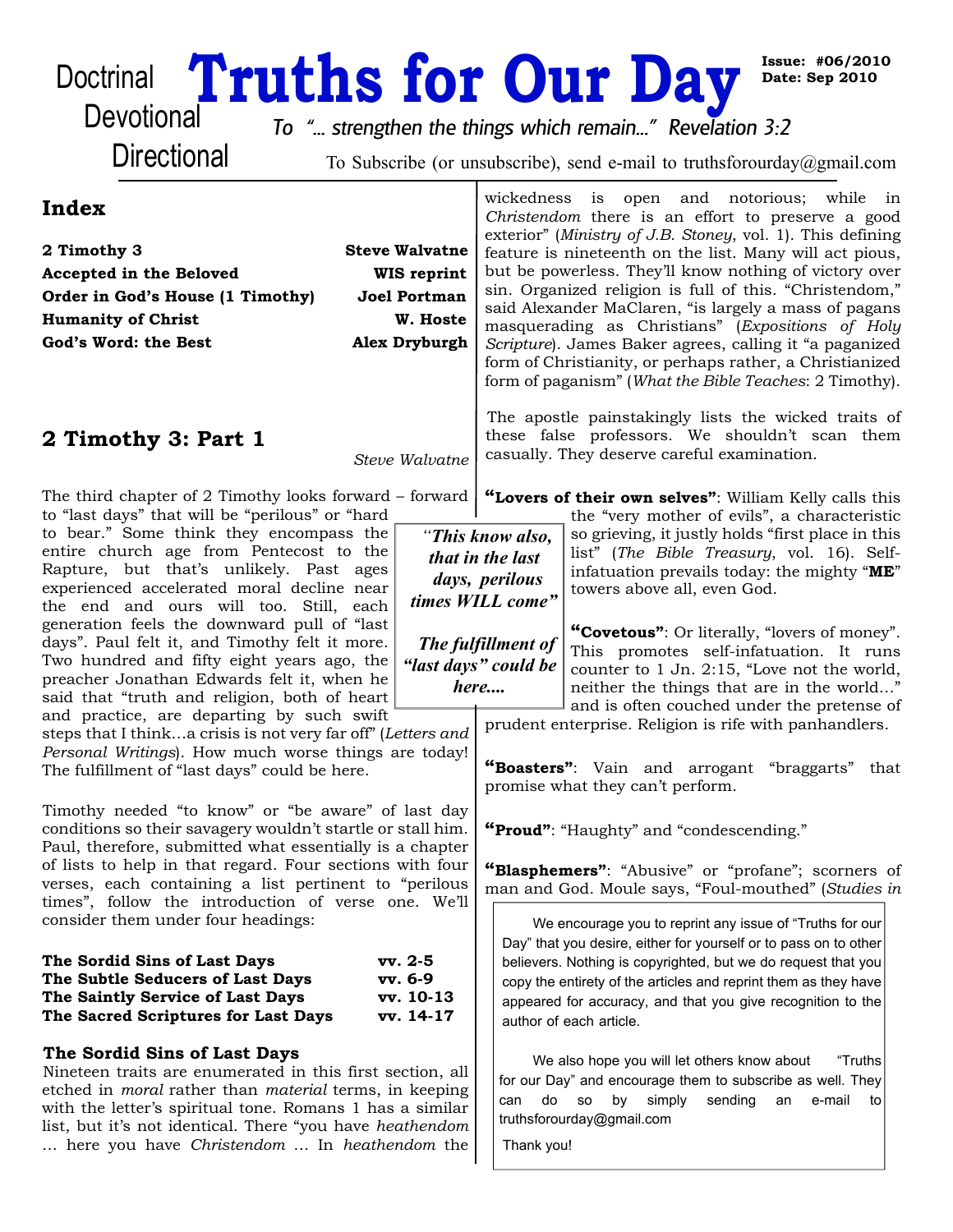Doctrinal
Devotional
Directional

# Truths for Our Day

**Issue: #06/2010**
**Date: Sep 2010**

*To "... strengthen the things which remain..." Revelation 3:2*

To Subscribe (or unsubscribe), send e-mail to truthsforourday@gmail.com

## Index

| | |
|---|---|
| **2 Timothy 3** | **Steve Walvatne** |
| **Accepted in the Beloved** | **WIS reprint** |
| **Order in God's House (1 Timothy)** | **Joel Portman** |
| **Humanity of Christ** | **W. Hoste** |
| **God's Word: the Best** | **Alex Dryburgh** |

## 2 Timothy 3: Part 1

*Steve Walvatne*

The third chapter of 2 Timothy looks forward – forward to "last days" that will be "perilous" or "hard to bear." Some think they encompass the entire church age from Pentecost to the Rapture, but that's unlikely. Past ages experienced accelerated moral decline near the end and ours will too. Still, each generation feels the downward pull of "last days". Paul felt it, and Timothy felt it more. Two hundred and fifty eight years ago, the preacher Jonathan Edwards felt it, when he said that "truth and religion, both of heart and practice, are departing by such swift steps that I think…a crisis is not very far off" (*Letters and Personal Writings*). How much worse things are today! The fulfillment of "last days" could be here.

> *"This know also, that in the last days, perilous times WILL come"*
>
> *The fulfillment of "last days" could be here....*

Timothy needed "to know" or "be aware" of last day conditions so their savagery wouldn't startle or stall him. Paul, therefore, submitted what essentially is a chapter of lists to help in that regard. Four sections with four verses, each containing a list pertinent to "perilous times", follow the introduction of verse one. We'll consider them under four headings:

| | |
|---|---|
| **The Sordid Sins of Last Days** | **vv. 2-5** |
| **The Subtle Seducers of Last Days** | **vv. 6-9** |
| **The Saintly Service of Last Days** | **vv. 10-13** |
| **The Sacred Scriptures for Last Days** | **vv. 14-17** |

### The Sordid Sins of Last Days

Nineteen traits are enumerated in this first section, all etched in *moral* rather than *material* terms, in keeping with the letter's spiritual tone. Romans 1 has a similar list, but it's not identical. There "you have *heathendom* … here you have *Christendom* … In *heathendom* the wickedness is open and notorious; while in *Christendom* there is an effort to preserve a good exterior" (*Ministry of J.B. Stoney*, vol. 1). This defining feature is nineteenth on the list. Many will act pious, but be powerless. They'll know nothing of victory over sin. Organized religion is full of this. "Christendom," said Alexander MaClaren, "is largely a mass of pagans masquerading as Christians" (*Expositions of Holy Scripture*). James Baker agrees, calling it "a paganized form of Christianity, or perhaps rather, a Christianized form of paganism" (*What the Bible Teaches*: 2 Timothy).

The apostle painstakingly lists the wicked traits of these false professors. We shouldn't scan them casually. They deserve careful examination.

**"Lovers of their own selves"**: William Kelly calls this the "very mother of evils", a characteristic so grieving, it justly holds "first place in this list" (*The Bible Treasury*, vol. 16). Self-infatuation prevails today: the mighty "**ME**" towers above all, even God.

**"Covetous"**: Or literally, "lovers of money". This promotes self-infatuation. It runs counter to 1 Jn. 2:15, "Love not the world, neither the things that are in the world…" and is often couched under the pretense of prudent enterprise. Religion is rife with panhandlers.

**"Boasters"**: Vain and arrogant "braggarts" that promise what they can't perform.

**"Proud"**: "Haughty" and "condescending."

**"Blasphemers"**: "Abusive" or "profane"; scorners of man and God. Moule says, "Foul-mouthed" (*Studies in*

> We encourage you to reprint any issue of "Truths for our Day" that you desire, either for yourself or to pass on to other believers. Nothing is copyrighted, but we do request that you copy the entirety of the articles and reprint them as they have appeared for accuracy, and that you give recognition to the author of each article.
>
> We also hope you will let others know about "Truths for our Day" and encourage them to subscribe as well. They can do so by simply sending an e-mail to truthsforourday@gmail.com
>
> Thank you!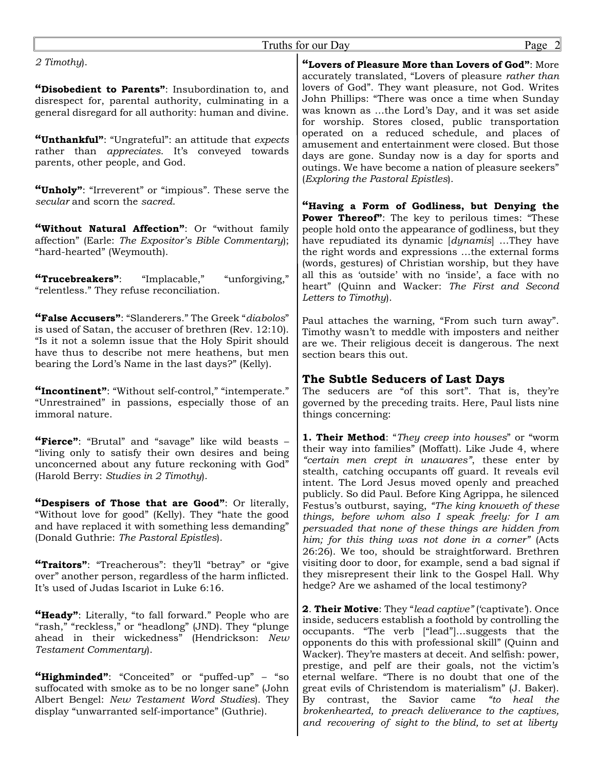*2 Timothy*).

**"Disobedient to Parents"**: Insubordination to, and disrespect for, parental authority, culminating in a general disregard for all authority: human and divine.

**"Unthankful"**: "Ungrateful": an attitude that *expects* rather than *appreciates*. It's conveyed towards parents, other people, and God.

**"Unholy"**: "Irreverent" or "impious". These serve the *secular* and scorn the *sacred*.

**"Without Natural Affection"**: Or "without family affection" (Earle: *The Expositor's Bible Commentary*); "hard-hearted" (Weymouth).

**"Trucebreakers"**: "Implacable," "unforgiving," "relentless." They refuse reconciliation.

**"False Accusers"**: "Slanderers." The Greek "*diabolos*" is used of Satan, the accuser of brethren (Rev. 12:10). "Is it not a solemn issue that the Holy Spirit should have thus to describe not mere heathens, but men bearing the Lord's Name in the last days?" (Kelly).

**"Incontinent"**: "Without self-control," "intemperate." "Unrestrained" in passions, especially those of an immoral nature.

**"Fierce"**: "Brutal" and "savage" like wild beasts – "living only to satisfy their own desires and being unconcerned about any future reckoning with God" (Harold Berry: *Studies in 2 Timothy*).

**"Despisers of Those that are Good"**: Or literally, "Without love for good" (Kelly). They "hate the good and have replaced it with something less demanding" (Donald Guthrie: *The Pastoral Epistles*).

**"Traitors"**: "Treacherous": they'll "betray" or "give over" another person, regardless of the harm inflicted. It's used of Judas Iscariot in Luke 6:16.

**"Heady"**: Literally, "to fall forward." People who are "rash," "reckless," or "headlong" (JND). They "plunge ahead in their wickedness" (Hendrickson: *New Testament Commentary*).

**"Highminded"**: "Conceited" or "puffed-up" – "so suffocated with smoke as to be no longer sane" (John Albert Bengel: *New Testament Word Studies*). They display "unwarranted self-importance" (Guthrie).

**"Lovers of Pleasure More than Lovers of God"**: More accurately translated, "Lovers of pleasure *rather than* lovers of God". They want pleasure, not God. Writes John Phillips: "There was once a time when Sunday was known as …the Lord's Day, and it was set aside for worship. Stores closed, public transportation operated on a reduced schedule, and places of amusement and entertainment were closed. But those days are gone. Sunday now is a day for sports and outings. We have become a nation of pleasure seekers" (*Exploring the Pastoral Epistles*).

**"Having a Form of Godliness, but Denying the Power Thereof"**: The key to perilous times: "These people hold onto the appearance of godliness, but they have repudiated its dynamic [*dynamis*] …They have the right words and expressions …the external forms (words, gestures) of Christian worship, but they have all this as 'outside' with no 'inside', a face with no heart" (Quinn and Wacker: *The First and Second Letters to Timothy*).

Paul attaches the warning, "From such turn away". Timothy wasn't to meddle with imposters and neither are we. Their religious deceit is dangerous. The next section bears this out.

## The Subtle Seducers of Last Days

The seducers are "of this sort". That is, they're governed by the preceding traits. Here, Paul lists nine things concerning:

**1. Their Method**: "*They creep into houses*" or "worm their way into families" (Moffatt). Like Jude 4, where *"certain men crept in unawares"*, these enter by stealth, catching occupants off guard. It reveals evil intent. The Lord Jesus moved openly and preached publicly. So did Paul. Before King Agrippa, he silenced Festus's outburst, saying, *"The king knoweth of these things, before whom also I speak freely: for I am persuaded that none of these things are hidden from him; for this thing was not done in a corner"* (Acts 26:26). We too, should be straightforward. Brethren visiting door to door, for example, send a bad signal if they misrepresent their link to the Gospel Hall. Why hedge? Are we ashamed of the local testimony?

**2**. **Their Motive**: They "*lead captive"* ('captivate'). Once inside, seducers establish a foothold by controlling the occupants. "The verb ["lead"]…suggests that the opponents do this with professional skill" (Quinn and Wacker). They're masters at deceit. And selfish: power, prestige, and pelf are their goals, not the victim's eternal welfare. "There is no doubt that one of the great evils of Christendom is materialism" (J. Baker). By contrast, the Savior came *"to heal the brokenhearted, to preach deliverance to the captives, and recovering of sight to the blind, to set at liberty*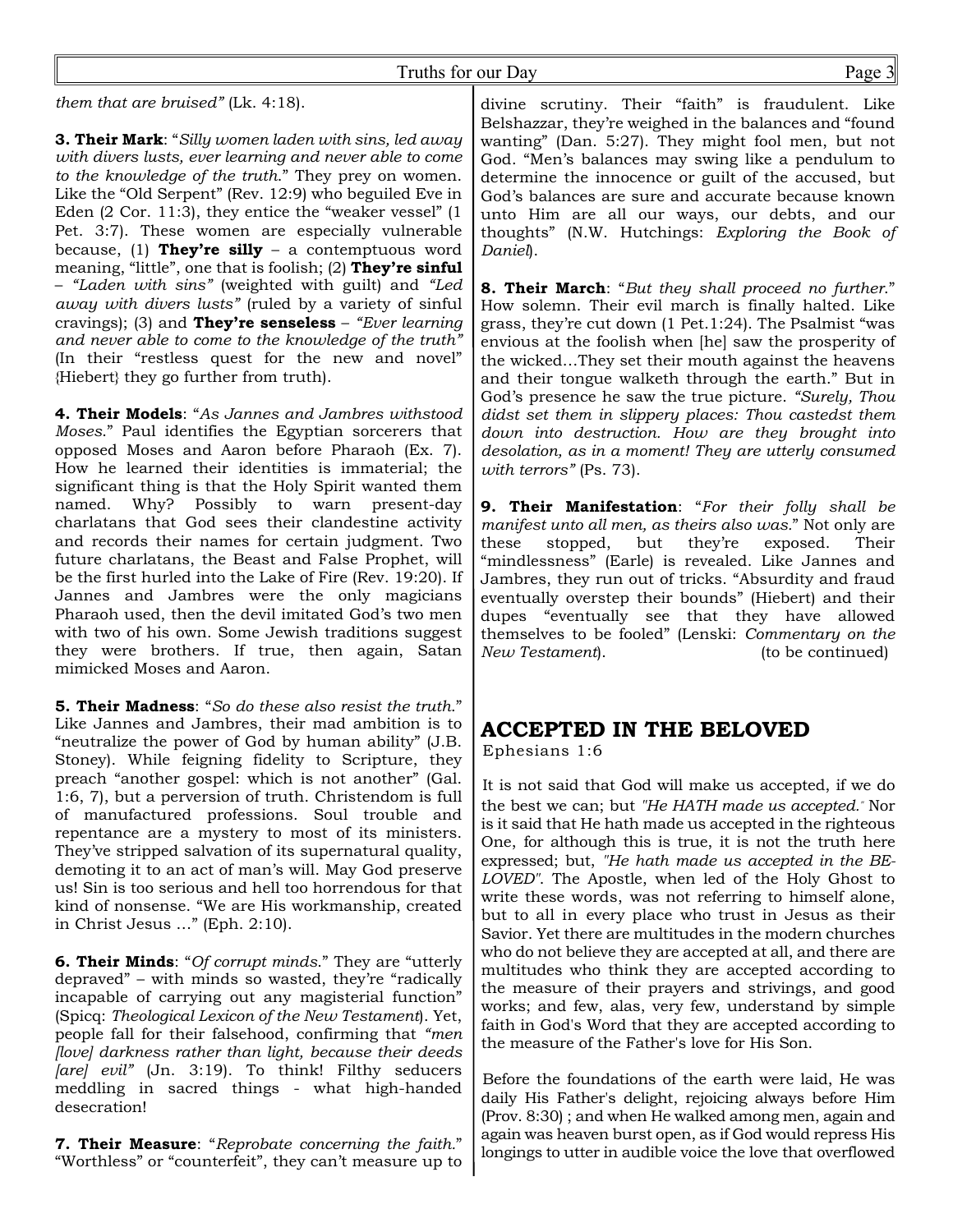*them that are bruised"* (Lk. 4:18).

**3. Their Mark**: "*Silly women laden with sins, led away with divers lusts, ever learning and never able to come to the knowledge of the truth.*" They prey on women. Like the "Old Serpent" (Rev. 12:9) who beguiled Eve in Eden (2 Cor. 11:3), they entice the "weaker vessel" (1 Pet. 3:7). These women are especially vulnerable because, (1) **They're silly** – a contemptuous word meaning, "little", one that is foolish; (2) **They're sinful** – *"Laden with sins"* (weighted with guilt) and *"Led away with divers lusts"* (ruled by a variety of sinful cravings); (3) and **They're senseless** – *"Ever learning and never able to come to the knowledge of the truth"* (In their "restless quest for the new and novel" {Hiebert} they go further from truth).

**4. Their Models**: "*As Jannes and Jambres withstood Moses.*" Paul identifies the Egyptian sorcerers that opposed Moses and Aaron before Pharaoh (Ex. 7). How he learned their identities is immaterial; the significant thing is that the Holy Spirit wanted them named. Why? Possibly to warn present-day charlatans that God sees their clandestine activity and records their names for certain judgment. Two future charlatans, the Beast and False Prophet, will be the first hurled into the Lake of Fire (Rev. 19:20). If Jannes and Jambres were the only magicians Pharaoh used, then the devil imitated God's two men with two of his own. Some Jewish traditions suggest they were brothers. If true, then again, Satan mimicked Moses and Aaron.

**5. Their Madness**: "*So do these also resist the truth.*" Like Jannes and Jambres, their mad ambition is to "neutralize the power of God by human ability" (J.B. Stoney). While feigning fidelity to Scripture, they preach "another gospel: which is not another" (Gal. 1:6, 7), but a perversion of truth. Christendom is full of manufactured professions. Soul trouble and repentance are a mystery to most of its ministers. They've stripped salvation of its supernatural quality, demoting it to an act of man's will. May God preserve us! Sin is too serious and hell too horrendous for that kind of nonsense. "We are His workmanship, created in Christ Jesus …" (Eph. 2:10).

**6. Their Minds**: "*Of corrupt minds.*" They are "utterly depraved" – with minds so wasted, they're "radically incapable of carrying out any magisterial function" (Spicq: *Theological Lexicon of the New Testament*). Yet, people fall for their falsehood, confirming that *"men [love] darkness rather than light, because their deeds [are] evil"* (Jn. 3:19). To think! Filthy seducers meddling in sacred things - what high-handed desecration!

**7. Their Measure**: "*Reprobate concerning the faith.*" "Worthless" or "counterfeit", they can't measure up to divine scrutiny. Their "faith" is fraudulent. Like Belshazzar, they're weighed in the balances and "found wanting" (Dan. 5:27). They might fool men, but not God. "Men's balances may swing like a pendulum to determine the innocence or guilt of the accused, but God's balances are sure and accurate because known unto Him are all our ways, our debts, and our thoughts" (N.W. Hutchings: *Exploring the Book of Daniel*).

**8. Their March**: "*But they shall proceed no further.*" How solemn. Their evil march is finally halted. Like grass, they're cut down (1 Pet.1:24). The Psalmist "was envious at the foolish when [he] saw the prosperity of the wicked…They set their mouth against the heavens and their tongue walketh through the earth." But in God's presence he saw the true picture. *"Surely, Thou didst set them in slippery places: Thou castedst them down into destruction. How are they brought into desolation, as in a moment! They are utterly consumed with terrors"* (Ps. 73).

**9. Their Manifestation**: "*For their folly shall be manifest unto all men, as theirs also was.*" Not only are these stopped, but they're exposed. Their "mindlessness" (Earle) is revealed. Like Jannes and Jambres, they run out of tricks. "Absurdity and fraud eventually overstep their bounds" (Hiebert) and their dupes "eventually see that they have allowed themselves to be fooled" (Lenski: *Commentary on the New Testament*). (to be continued)

## ACCEPTED IN THE BELOVED

Ephesians 1:6

It is not said that God will make us accepted, if we do the best we can; but *"He HATH made us accepted."* Nor is it said that He hath made us accepted in the righteous One, for although this is true, it is not the truth here expressed; but, *"He hath made us accepted in the BELOVED"*. The Apostle, when led of the Holy Ghost to write these words, was not referring to himself alone, but to all in every place who trust in Jesus as their Savior. Yet there are multitudes in the modern churches who do not believe they are accepted at all, and there are multitudes who think they are accepted according to the measure of their prayers and strivings, and good works; and few, alas, very few, understand by simple faith in God's Word that they are accepted according to the measure of the Father's love for His Son.

Before the foundations of the earth were laid, He was daily His Father's delight, rejoicing always before Him (Prov. 8:30) ; and when He walked among men, again and again was heaven burst open, as if God would repress His longings to utter in audible voice the love that overflowed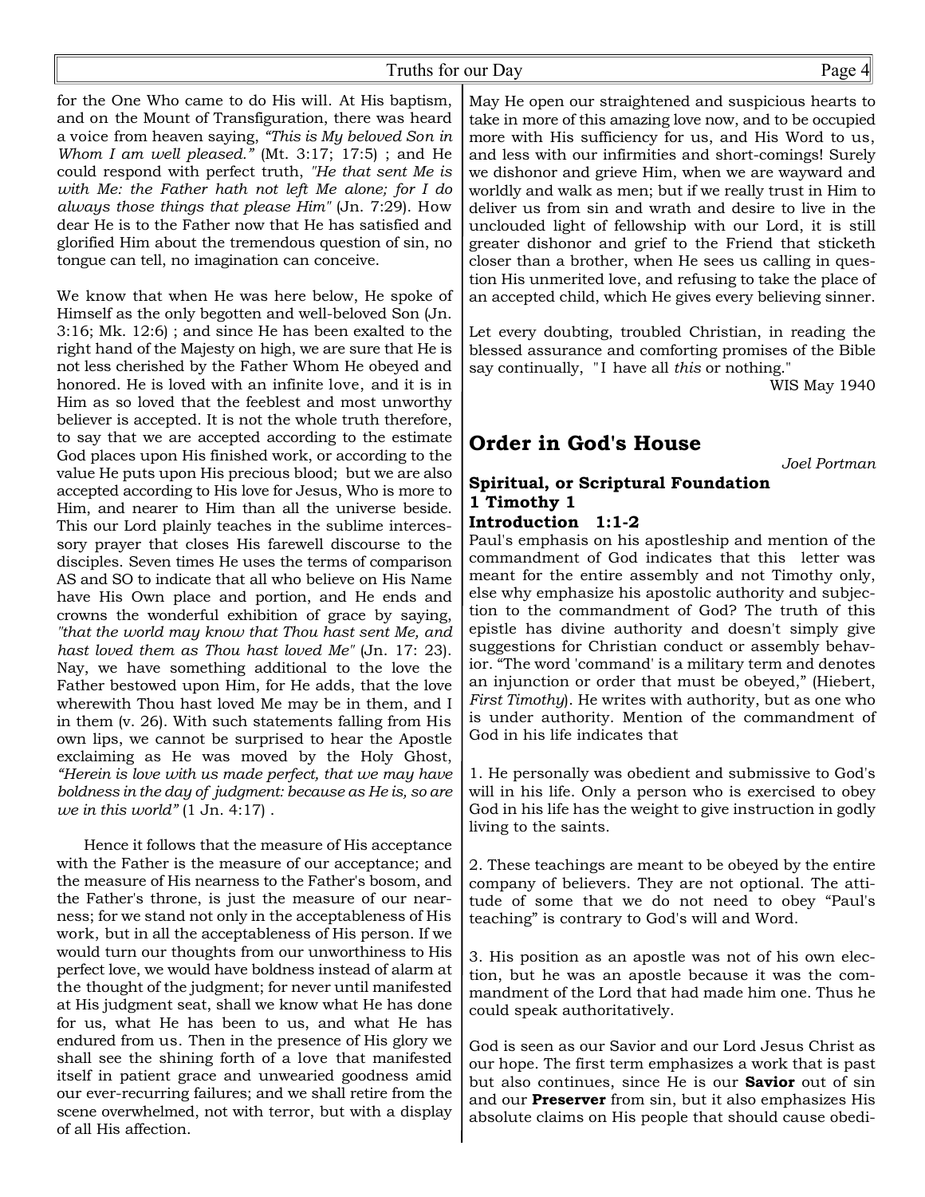for the One Who came to do His will. At His baptism, and on the Mount of Transfiguration, there was heard a voice from heaven saying, *"This is My beloved Son in Whom I am well pleased."* (Mt. 3:17; 17:5) ; and He could respond with perfect truth, *"He that sent Me is with Me: the Father hath not left Me alone; for I do always those things that please Him"* (Jn. 7:29). How dear He is to the Father now that He has satisfied and glorified Him about the tremendous question of sin, no tongue can tell, no imagination can conceive.

We know that when He was here below, He spoke of Himself as the only begotten and well-beloved Son (Jn. 3:16; Mk. 12:6) ; and since He has been exalted to the right hand of the Majesty on high, we are sure that He is not less cherished by the Father Whom He obeyed and honored. He is loved with an infinite love, and it is in Him as so loved that the feeblest and most unworthy believer is accepted. It is not the whole truth therefore, to say that we are accepted according to the estimate God places upon His finished work, or according to the value He puts upon His precious blood; but we are also accepted according to His love for Jesus, Who is more to Him, and nearer to Him than all the universe beside. This our Lord plainly teaches in the sublime intercessory prayer that closes His farewell discourse to the disciples. Seven times He uses the terms of comparison AS and SO to indicate that all who believe on His Name have His Own place and portion, and He ends and crowns the wonderful exhibition of grace by saying, *"that the world may know that Thou hast sent Me, and hast loved them as Thou hast loved Me"* (Jn. 17: 23). Nay, we have something additional to the love the Father bestowed upon Him, for He adds, that the love wherewith Thou hast loved Me may be in them, and I in them (v. 26). With such statements falling from His own lips, we cannot be surprised to hear the Apostle exclaiming as He was moved by the Holy Ghost, *"Herein is love with us made perfect, that we may have boldness in the day of judgment: because as He is, so are we in this world"* (1 Jn. 4:17) .

Hence it follows that the measure of His acceptance with the Father is the measure of our acceptance; and the measure of His nearness to the Father's bosom, and the Father's throne, is just the measure of our nearness; for we stand not only in the acceptableness of His work, but in all the acceptableness of His person. If we would turn our thoughts from our unworthiness to His perfect love, we would have boldness instead of alarm at the thought of the judgment; for never until manifested at His judgment seat, shall we know what He has done for us, what He has been to us, and what He has endured from us. Then in the presence of His glory we shall see the shining forth of a love that manifested itself in patient grace and unwearied goodness amid our ever-recurring failures; and we shall retire from the scene overwhelmed, not with terror, but with a display of all His affection.

May He open our straightened and suspicious hearts to take in more of this amazing love now, and to be occupied more with His sufficiency for us, and His Word to us, and less with our infirmities and short-comings! Surely we dishonor and grieve Him, when we are wayward and worldly and walk as men; but if we really trust in Him to deliver us from sin and wrath and desire to live in the unclouded light of fellowship with our Lord, it is still greater dishonor and grief to the Friend that sticketh closer than a brother, when He sees us calling in question His unmerited love, and refusing to take the place of an accepted child, which He gives every believing sinner.

Let every doubting, troubled Christian, in reading the blessed assurance and comforting promises of the Bible say continually, "I have all *this* or nothing."

WIS May 1940

## Order in God's House

*Joel Portman*

### Spiritual, or Scriptural Foundation
### 1 Timothy 1
### Introduction 1:1-2

Paul's emphasis on his apostleship and mention of the commandment of God indicates that this letter was meant for the entire assembly and not Timothy only, else why emphasize his apostolic authority and subjection to the commandment of God? The truth of this epistle has divine authority and doesn't simply give suggestions for Christian conduct or assembly behavior. "The word 'command' is a military term and denotes an injunction or order that must be obeyed," (Hiebert, *First Timothy*). He writes with authority, but as one who is under authority. Mention of the commandment of God in his life indicates that

1. He personally was obedient and submissive to God's will in his life. Only a person who is exercised to obey God in his life has the weight to give instruction in godly living to the saints.

2. These teachings are meant to be obeyed by the entire company of believers. They are not optional. The attitude of some that we do not need to obey "Paul's teaching" is contrary to God's will and Word.

3. His position as an apostle was not of his own election, but he was an apostle because it was the commandment of the Lord that had made him one. Thus he could speak authoritatively.

God is seen as our Savior and our Lord Jesus Christ as our hope. The first term emphasizes a work that is past but also continues, since He is our **Savior** out of sin and our **Preserver** from sin, but it also emphasizes His absolute claims on His people that should cause obedi-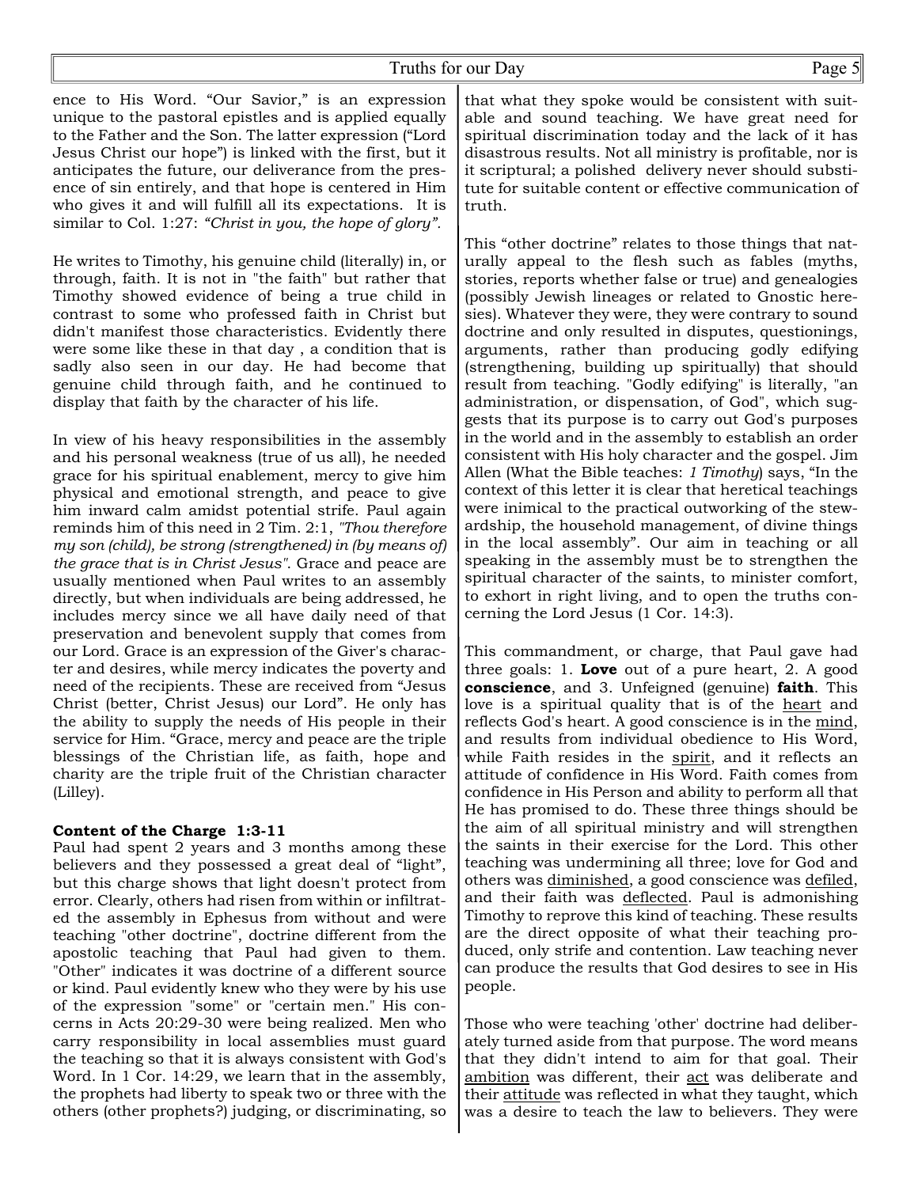ence to His Word. "Our Savior," is an expression unique to the pastoral epistles and is applied equally to the Father and the Son. The latter expression ("Lord Jesus Christ our hope") is linked with the first, but it anticipates the future, our deliverance from the presence of sin entirely, and that hope is centered in Him who gives it and will fulfill all its expectations. It is similar to Col. 1:27: *"Christ in you, the hope of glory".*

He writes to Timothy, his genuine child (literally) in, or through, faith. It is not in "the faith" but rather that Timothy showed evidence of being a true child in contrast to some who professed faith in Christ but didn't manifest those characteristics. Evidently there were some like these in that day , a condition that is sadly also seen in our day. He had become that genuine child through faith, and he continued to display that faith by the character of his life.

In view of his heavy responsibilities in the assembly and his personal weakness (true of us all), he needed grace for his spiritual enablement, mercy to give him physical and emotional strength, and peace to give him inward calm amidst potential strife. Paul again reminds him of this need in 2 Tim. 2:1, *"Thou therefore my son (child), be strong (strengthened) in (by means of) the grace that is in Christ Jesus".* Grace and peace are usually mentioned when Paul writes to an assembly directly, but when individuals are being addressed, he includes mercy since we all have daily need of that preservation and benevolent supply that comes from our Lord. Grace is an expression of the Giver's character and desires, while mercy indicates the poverty and need of the recipients. These are received from "Jesus Christ (better, Christ Jesus) our Lord". He only has the ability to supply the needs of His people in their service for Him. "Grace, mercy and peace are the triple blessings of the Christian life, as faith, hope and charity are the triple fruit of the Christian character (Lilley).

**Content of the Charge 1:3-11**

Paul had spent 2 years and 3 months among these believers and they possessed a great deal of "light", but this charge shows that light doesn't protect from error. Clearly, others had risen from within or infiltrated the assembly in Ephesus from without and were teaching "other doctrine", doctrine different from the apostolic teaching that Paul had given to them. "Other" indicates it was doctrine of a different source or kind. Paul evidently knew who they were by his use of the expression "some" or "certain men." His concerns in Acts 20:29-30 were being realized. Men who carry responsibility in local assemblies must guard the teaching so that it is always consistent with God's Word. In 1 Cor. 14:29, we learn that in the assembly, the prophets had liberty to speak two or three with the others (other prophets?) judging, or discriminating, so that what they spoke would be consistent with suitable and sound teaching. We have great need for spiritual discrimination today and the lack of it has disastrous results. Not all ministry is profitable, nor is it scriptural; a polished delivery never should substitute for suitable content or effective communication of truth.

This "other doctrine" relates to those things that naturally appeal to the flesh such as fables (myths, stories, reports whether false or true) and genealogies (possibly Jewish lineages or related to Gnostic heresies). Whatever they were, they were contrary to sound doctrine and only resulted in disputes, questionings, arguments, rather than producing godly edifying (strengthening, building up spiritually) that should result from teaching. "Godly edifying" is literally, "an administration, or dispensation, of God", which suggests that its purpose is to carry out God's purposes in the world and in the assembly to establish an order consistent with His holy character and the gospel. Jim Allen (What the Bible teaches: *1 Timothy*) says, "In the context of this letter it is clear that heretical teachings were inimical to the practical outworking of the stewardship, the household management, of divine things in the local assembly". Our aim in teaching or all speaking in the assembly must be to strengthen the spiritual character of the saints, to minister comfort, to exhort in right living, and to open the truths concerning the Lord Jesus (1 Cor. 14:3).

This commandment, or charge, that Paul gave had three goals: 1. **Love** out of a pure heart, 2. A good **conscience**, and 3. Unfeigned (genuine) **faith**. This love is a spiritual quality that is of the heart and reflects God's heart. A good conscience is in the mind, and results from individual obedience to His Word, while Faith resides in the spirit, and it reflects an attitude of confidence in His Word. Faith comes from confidence in His Person and ability to perform all that He has promised to do. These three things should be the aim of all spiritual ministry and will strengthen the saints in their exercise for the Lord. This other teaching was undermining all three; love for God and others was diminished, a good conscience was defiled, and their faith was deflected. Paul is admonishing Timothy to reprove this kind of teaching. These results are the direct opposite of what their teaching produced, only strife and contention. Law teaching never can produce the results that God desires to see in His people.

Those who were teaching 'other' doctrine had deliberately turned aside from that purpose. The word means that they didn't intend to aim for that goal. Their ambition was different, their act was deliberate and their attitude was reflected in what they taught, which was a desire to teach the law to believers. They were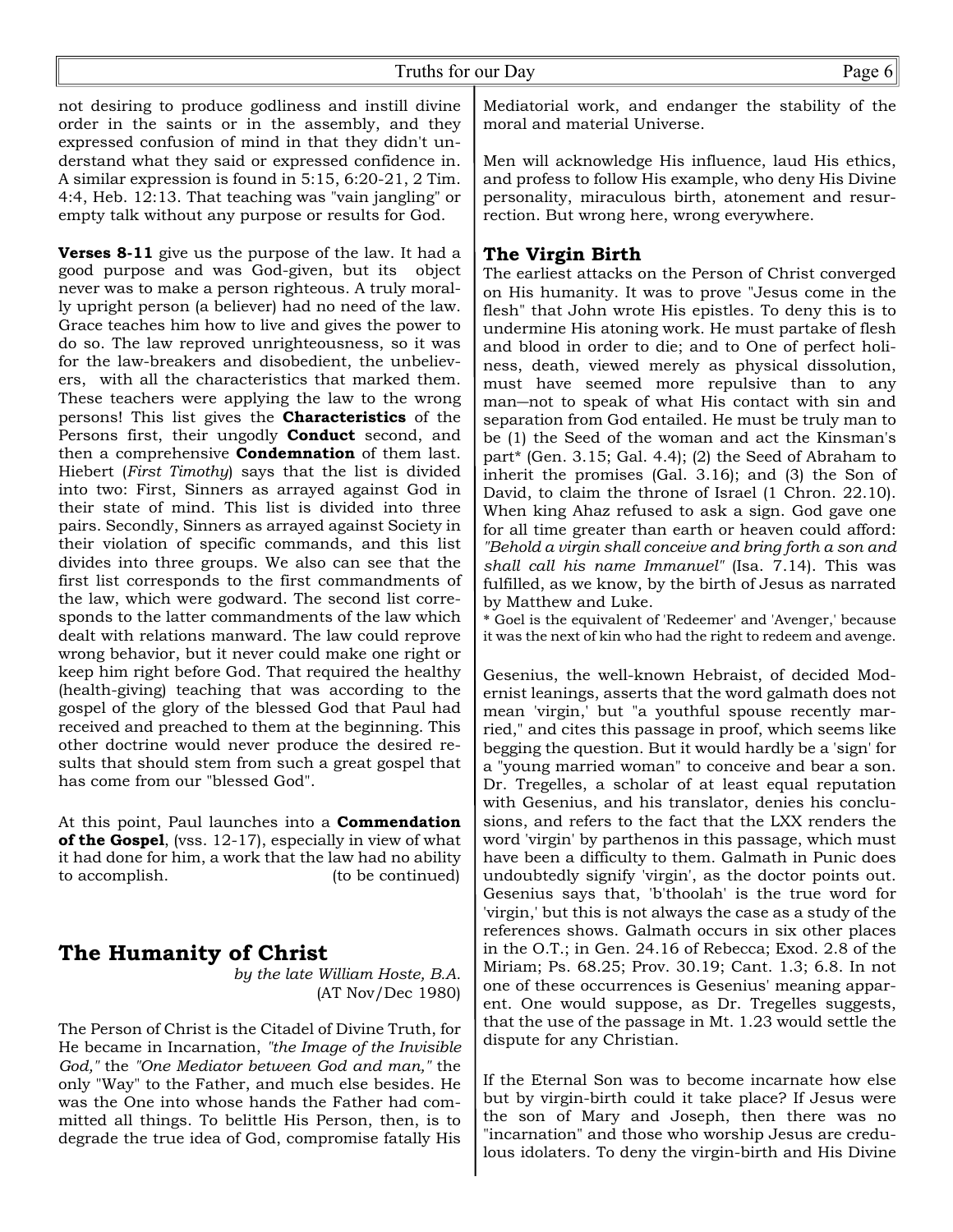not desiring to produce godliness and instill divine order in the saints or in the assembly, and they expressed confusion of mind in that they didn't understand what they said or expressed confidence in. A similar expression is found in 5:15, 6:20-21, 2 Tim. 4:4, Heb. 12:13. That teaching was "vain jangling" or empty talk without any purpose or results for God.

**Verses 8-11** give us the purpose of the law. It had a good purpose and was God-given, but its object never was to make a person righteous. A truly morally upright person (a believer) had no need of the law. Grace teaches him how to live and gives the power to do so. The law reproved unrighteousness, so it was for the law-breakers and disobedient, the unbelievers, with all the characteristics that marked them. These teachers were applying the law to the wrong persons! This list gives the **Characteristics** of the Persons first, their ungodly **Conduct** second, and then a comprehensive **Condemnation** of them last. Hiebert (*First Timothy*) says that the list is divided into two: First, Sinners as arrayed against God in their state of mind. This list is divided into three pairs. Secondly, Sinners as arrayed against Society in their violation of specific commands, and this list divides into three groups. We also can see that the first list corresponds to the first commandments of the law, which were godward. The second list corresponds to the latter commandments of the law which dealt with relations manward. The law could reprove wrong behavior, but it never could make one right or keep him right before God. That required the healthy (health-giving) teaching that was according to the gospel of the glory of the blessed God that Paul had received and preached to them at the beginning. This other doctrine would never produce the desired results that should stem from such a great gospel that has come from our "blessed God".

At this point, Paul launches into a **Commendation of the Gospel**, (vss. 12-17), especially in view of what it had done for him, a work that the law had no ability to accomplish. (to be continued)

## The Humanity of Christ

*by the late William Hoste, B.A.*
(AT Nov/Dec 1980)

The Person of Christ is the Citadel of Divine Truth, for He became in Incarnation, *"the Image of the Invisible God,"* the *"One Mediator between God and man,"* the only "Way" to the Father, and much else besides. He was the One into whose hands the Father had committed all things. To belittle His Person, then, is to degrade the true idea of God, compromise fatally His Mediatorial work, and endanger the stability of the moral and material Universe.

Men will acknowledge His influence, laud His ethics, and profess to follow His example, who deny His Divine personality, miraculous birth, atonement and resurrection. But wrong here, wrong everywhere.

### The Virgin Birth

The earliest attacks on the Person of Christ converged on His humanity. It was to prove "Jesus come in the flesh" that John wrote His epistles. To deny this is to undermine His atoning work. He must partake of flesh and blood in order to die; and to One of perfect holiness, death, viewed merely as physical dissolution, must have seemed more repulsive than to any man—not to speak of what His contact with sin and separation from God entailed. He must be truly man to be (1) the Seed of the woman and act the Kinsman's part* (Gen. 3.15; Gal. 4.4); (2) the Seed of Abraham to inherit the promises (Gal. 3.16); and (3) the Son of David, to claim the throne of Israel (1 Chron. 22.10). When king Ahaz refused to ask a sign. God gave one for all time greater than earth or heaven could afford: *"Behold a virgin shall conceive and bring forth a son and shall call his name Immanuel"* (Isa. 7.14). This was fulfilled, as we know, by the birth of Jesus as narrated by Matthew and Luke.

\* Goel is the equivalent of 'Redeemer' and 'Avenger,' because it was the next of kin who had the right to redeem and avenge.

Gesenius, the well-known Hebraist, of decided Modernist leanings, asserts that the word galmath does not mean 'virgin,' but "a youthful spouse recently married," and cites this passage in proof, which seems like begging the question. But it would hardly be a 'sign' for a "young married woman" to conceive and bear a son. Dr. Tregelles, a scholar of at least equal reputation with Gesenius, and his translator, denies his conclusions, and refers to the fact that the LXX renders the word 'virgin' by parthenos in this passage, which must have been a difficulty to them. Galmath in Punic does undoubtedly signify 'virgin', as the doctor points out. Gesenius says that, 'b'thoolah' is the true word for 'virgin,' but this is not always the case as a study of the references shows. Galmath occurs in six other places in the O.T.; in Gen. 24.16 of Rebecca; Exod. 2.8 of the Miriam; Ps. 68.25; Prov. 30.19; Cant. 1.3; 6.8. In not one of these occurrences is Gesenius' meaning apparent. One would suppose, as Dr. Tregelles suggests, that the use of the passage in Mt. 1.23 would settle the dispute for any Christian.

If the Eternal Son was to become incarnate how else but by virgin-birth could it take place? If Jesus were the son of Mary and Joseph, then there was no "incarnation" and those who worship Jesus are credulous idolaters. To deny the virgin-birth and His Divine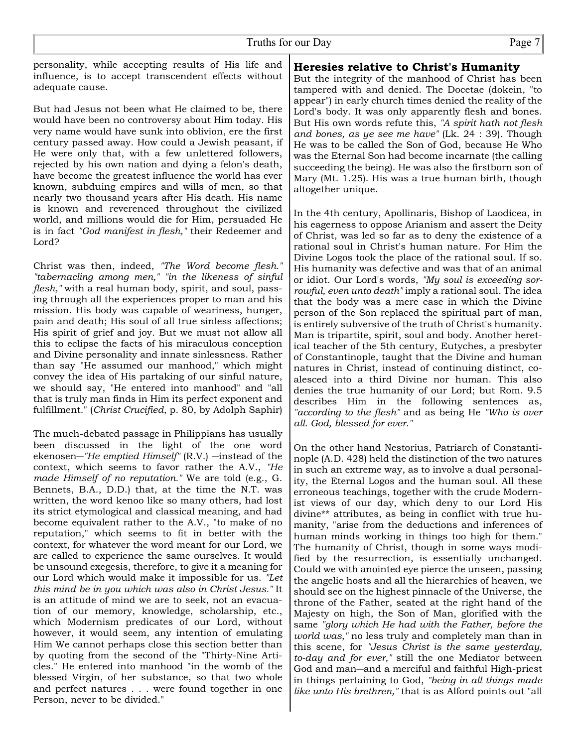personality, while accepting results of His life and influence, is to accept transcendent effects without adequate cause.

But had Jesus not been what He claimed to be, there would have been no controversy about Him today. His very name would have sunk into oblivion, ere the first century passed away. How could a Jewish peasant, if He were only that, with a few unlettered followers, rejected by his own nation and dying a felon's death, have become the greatest influence the world has ever known, subduing empires and wills of men, so that nearly two thousand years after His death. His name is known and reverenced throughout the civilized world, and millions would die for Him, persuaded He is in fact *"God manifest in flesh,"* their Redeemer and Lord?

Christ was then, indeed, *"The Word become flesh." "tabernacling among men," "in the likeness of sinful flesh,"* with a real human body, spirit, and soul, passing through all the experiences proper to man and his mission. His body was capable of weariness, hunger, pain and death; His soul of all true sinless affections; His spirit of grief and joy. But we must not allow all this to eclipse the facts of his miraculous conception and Divine personality and innate sinlessness. Rather than say "He assumed our manhood," which might convey the idea of His partaking of our sinful nature, we should say, "He entered into manhood" and "all that is truly man finds in Him its perfect exponent and fulfillment." (*Christ Crucified*, p. 80, by Adolph Saphir)

The much-debated passage in Philippians has usually been discussed in the light of the one word ekenosen—*"He emptied Himself"* (R.V.) —instead of the context, which seems to favor rather the A.V., *"He made Himself of no reputation."* We are told (e.g., G. Bennets, B.A., D.D.) that, at the time the N.T. was written, the word kenoo like so many others, had lost its strict etymological and classical meaning, and had become equivalent rather to the A.V., "to make of no reputation," which seems to fit in better with the context, for whatever the word meant for our Lord, we are called to experience the same ourselves. It would be unsound exegesis, therefore, to give it a meaning for our Lord which would make it impossible for us. *"Let this mind be in you which was also in Christ Jesus."* It is an attitude of mind we are to seek, not an evacuation of our memory, knowledge, scholarship, etc., which Modernism predicates of our Lord, without however, it would seem, any intention of emulating Him We cannot perhaps close this section better than by quoting from the second of the "Thirty-Nine Articles." He entered into manhood "in the womb of the blessed Virgin, of her substance, so that two whole and perfect natures . . . were found together in one Person, never to be divided."

## Heresies relative to Christ's Humanity

But the integrity of the manhood of Christ has been tampered with and denied. The Docetae (dokein, "to appear") in early church times denied the reality of the Lord's body. It was only apparently flesh and bones. But His own words refute this, *"A spirit hath not flesh and bones, as ye see me have"* (Lk. 24 : 39). Though He was to be called the Son of God, because He Who was the Eternal Son had become incarnate (the calling succeeding the being). He was also the firstborn son of Mary (Mt. 1.25). His was a true human birth, though altogether unique.

In the 4th century, Apollinaris, Bishop of Laodicea, in his eagerness to oppose Arianism and assert the Deity of Christ, was led so far as to deny the existence of a rational soul in Christ's human nature. For Him the Divine Logos took the place of the rational soul. If so. His humanity was defective and was that of an animal or idiot. Our Lord's words, *"My soul is exceeding sorrowful, even unto death"* imply a rational soul. The idea that the body was a mere case in which the Divine person of the Son replaced the spiritual part of man, is entirely subversive of the truth of Christ's humanity. Man is tripartite, spirit, soul and body. Another heretical teacher of the 5th century, Eutyches, a presbyter of Constantinople, taught that the Divine and human natures in Christ, instead of continuing distinct, coalesced into a third Divine nor human. This also denies the true humanity of our Lord; but Rom. 9.5 describes Him in the following sentences as, *"according to the flesh"* and as being He *"Who is over all. God, blessed for ever."*

On the other hand Nestorius, Patriarch of Constantinople (A.D. 428) held the distinction of the two natures in such an extreme way, as to involve a dual personality, the Eternal Logos and the human soul. All these erroneous teachings, together with the crude Modernist views of our day, which deny to our Lord His divine** attributes, as being in conflict with true humanity, "arise from the deductions and inferences of human minds working in things too high for them." The humanity of Christ, though in some ways modified by the resurrection, is essentially unchanged. Could we with anointed eye pierce the unseen, passing the angelic hosts and all the hierarchies of heaven, we should see on the highest pinnacle of the Universe, the throne of the Father, seated at the right hand of the Majesty on high, the Son of Man, glorified with the same *"glory which He had with the Father, before the world was,"* no less truly and completely man than in this scene, for *"Jesus Christ is the same yesterday, to-day and for ever,"* still the one Mediator between God and man—and a merciful and faithful High-priest in things pertaining to God, *"being in all things made like unto His brethren,"* that is as Alford points out "all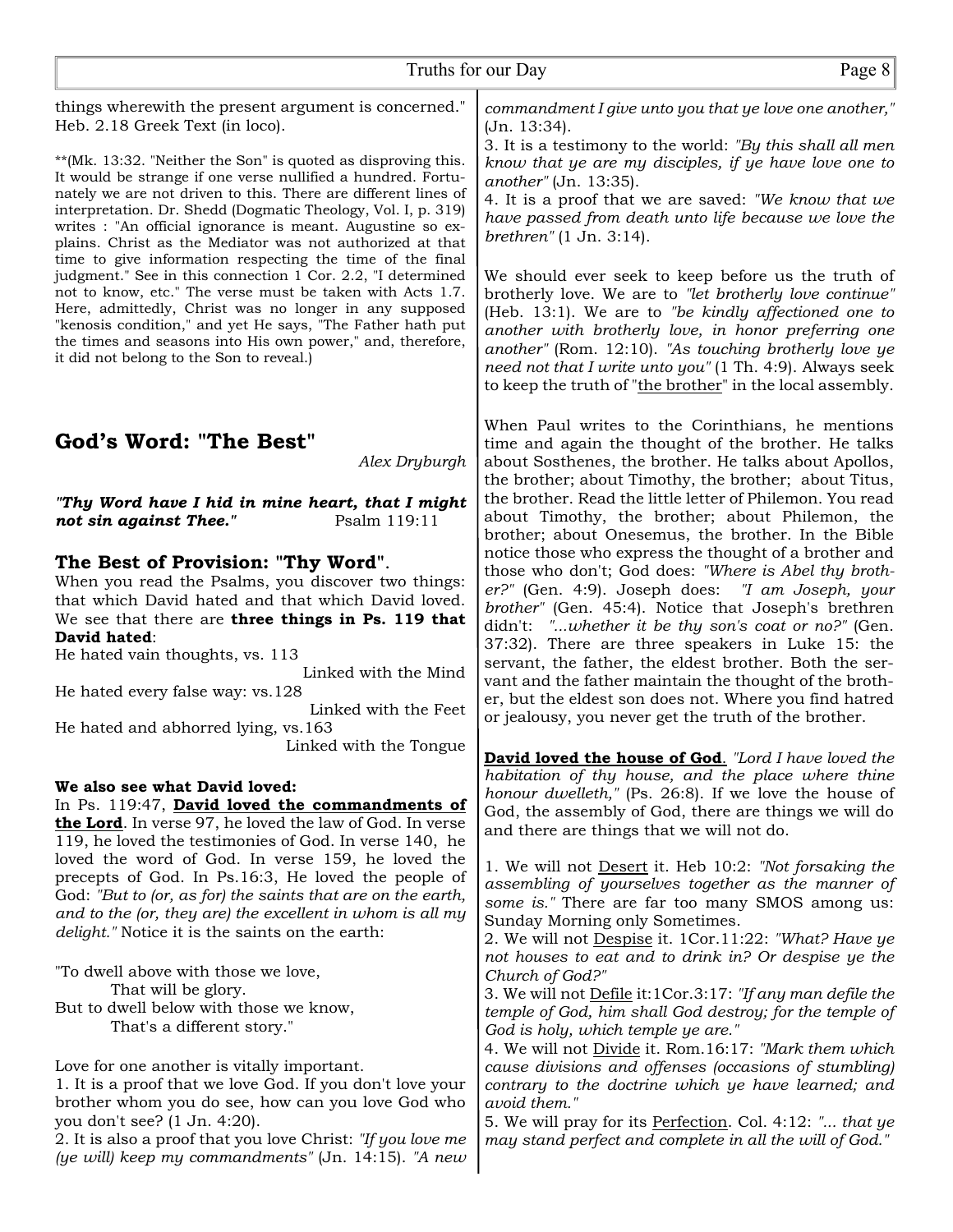things wherewith the present argument is concerned." Heb. 2.18 Greek Text (in loco).

**(Mk. 13:32. "Neither the Son" is quoted as disproving this. It would be strange if one verse nullified a hundred. Fortunately we are not driven to this. There are different lines of interpretation. Dr. Shedd (Dogmatic Theology, Vol. I, p. 319) writes : "An official ignorance is meant. Augustine so explains. Christ as the Mediator was not authorized at that time to give information respecting the time of the final judgment." See in this connection 1 Cor. 2.2, "I determined not to know, etc." The verse must be taken with Acts 1.7. Here, admittedly, Christ was no longer in any supposed "kenosis condition," and yet He says, "The Father hath put the times and seasons into His own power," and, therefore, it did not belong to the Son to reveal.)

## God's Word: "The Best"

*Alex Dryburgh*

***"Thy Word have I hid in mine heart, that I might not sin against Thee."*** Psalm 119:11

### The Best of Provision: "Thy Word".

When you read the Psalms, you discover two things: that which David hated and that which David loved. We see that there are **three things in Ps. 119 that David hated**:

He hated vain thoughts, vs. 113
Linked with the Mind

He hated every false way: vs.128
Linked with the Feet

He hated and abhorred lying, vs.163
Linked with the Tongue

**We also see what David loved:**

In Ps. 119:47, **David loved the commandments of the Lord**. In verse 97, he loved the law of God. In verse 119, he loved the testimonies of God. In verse 140, he loved the word of God. In verse 159, he loved the precepts of God. In Ps.16:3, He loved the people of God: *"But to (or, as for) the saints that are on the earth, and to the (or, they are) the excellent in whom is all my delight."* Notice it is the saints on the earth:

"To dwell above with those we love,
That will be glory.
But to dwell below with those we know,
That's a different story."

Love for one another is vitally important.

1. It is a proof that we love God. If you don't love your brother whom you do see, how can you love God who you don't see? (1 Jn. 4:20).
2. It is also a proof that you love Christ: *"If you love me (ye will) keep my commandments"* (Jn. 14:15). *"A new commandment I give unto you that ye love one another,"* (Jn. 13:34).
3. It is a testimony to the world: *"By this shall all men know that ye are my disciples, if ye have love one to another"* (Jn. 13:35).
4. It is a proof that we are saved: *"We know that we have passed from death unto life because we love the brethren"* (1 Jn. 3:14).

We should ever seek to keep before us the truth of brotherly love. We are to *"let brotherly love continue"* (Heb. 13:1). We are to *"be kindly affectioned one to another with brotherly love, in honor preferring one another"* (Rom. 12:10). *"As touching brotherly love ye need not that I write unto you"* (1 Th. 4:9). Always seek to keep the truth of "the brother" in the local assembly.

When Paul writes to the Corinthians, he mentions time and again the thought of the brother. He talks about Sosthenes, the brother. He talks about Apollos, the brother; about Timothy, the brother; about Titus, the brother. Read the little letter of Philemon. You read about Timothy, the brother; about Philemon, the brother; about Onesemus, the brother. In the Bible notice those who express the thought of a brother and those who don't; God does: *"Where is Abel thy brother?"* (Gen. 4:9). Joseph does: *"I am Joseph, your brother"* (Gen. 45:4). Notice that Joseph's brethren didn't: *"...whether it be thy son's coat or no?"* (Gen. 37:32). There are three speakers in Luke 15: the servant, the father, the eldest brother. Both the servant and the father maintain the thought of the brother, but the eldest son does not. Where you find hatred or jealousy, you never get the truth of the brother.

**David loved the house of God**. *"Lord I have loved the habitation of thy house, and the place where thine honour dwelleth,"* (Ps. 26:8). If we love the house of God, the assembly of God, there are things we will do and there are things that we will not do.

1. We will not Desert it. Heb 10:2: *"Not forsaking the assembling of yourselves together as the manner of some is."* There are far too many SMOS among us: Sunday Morning only Sometimes.
2. We will not Despise it. 1Cor.11:22: *"What? Have ye not houses to eat and to drink in? Or despise ye the Church of God?"*
3. We will not Defile it:1Cor.3:17: *"If any man defile the temple of God, him shall God destroy; for the temple of God is holy, which temple ye are."*
4. We will not Divide it. Rom.16:17: *"Mark them which cause divisions and offenses (occasions of stumbling) contrary to the doctrine which ye have learned; and avoid them."*
5. We will pray for its Perfection. Col. 4:12: *"... that ye may stand perfect and complete in all the will of God."*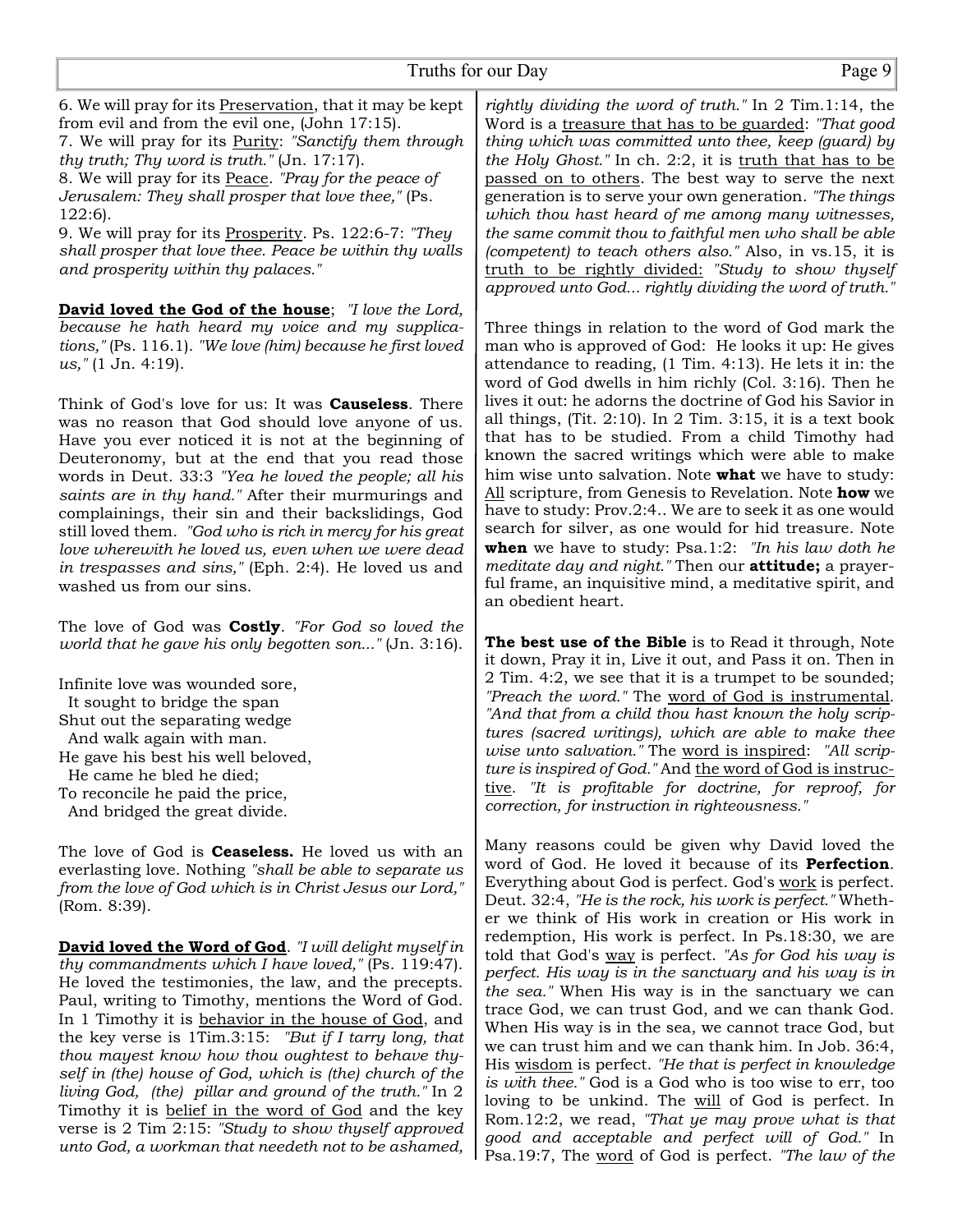6. We will pray for its Preservation, that it may be kept from evil and from the evil one, (John 17:15).
7. We will pray for its Purity: *"Sanctify them through thy truth; Thy word is truth."* (Jn. 17:17).
8. We will pray for its Peace. *"Pray for the peace of Jerusalem: They shall prosper that love thee,"* (Ps. 122:6).
9. We will pray for its Prosperity. Ps. 122:6-7: *"They shall prosper that love thee. Peace be within thy walls and prosperity within thy palaces."*

**David loved the God of the house**; *"I love the Lord, because he hath heard my voice and my supplications,"* (Ps. 116.1). *"We love (him) because he first loved us,"* (1 Jn. 4:19).

Think of God's love for us: It was **Causeless**. There was no reason that God should love anyone of us. Have you ever noticed it is not at the beginning of Deuteronomy, but at the end that you read those words in Deut. 33:3 *"Yea he loved the people; all his saints are in thy hand."* After their murmurings and complainings, their sin and their backslidings, God still loved them. *"God who is rich in mercy for his great love wherewith he loved us, even when we were dead in trespasses and sins,"* (Eph. 2:4). He loved us and washed us from our sins.

The love of God was **Costly**. *"For God so loved the world that he gave his only begotten son..."* (Jn. 3:16).

Infinite love was wounded sore,
It sought to bridge the span
Shut out the separating wedge
And walk again with man.
He gave his best his well beloved,
He came he bled he died;
To reconcile he paid the price,
And bridged the great divide.

The love of God is **Ceaseless.** He loved us with an everlasting love. Nothing *"shall be able to separate us from the love of God which is in Christ Jesus our Lord,"* (Rom. 8:39).

**David loved the Word of God**. *"I will delight myself in thy commandments which I have loved,"* (Ps. 119:47). He loved the testimonies, the law, and the precepts. Paul, writing to Timothy, mentions the Word of God. In 1 Timothy it is behavior in the house of God, and the key verse is 1Tim.3:15: *"But if I tarry long, that thou mayest know how thou oughtest to behave thyself in (the) house of God, which is (the) church of the living God, (the) pillar and ground of the truth."* In 2 Timothy it is belief in the word of God and the key verse is 2 Tim 2:15: *"Study to show thyself approved unto God, a workman that needeth not to be ashamed, rightly dividing the word of truth."* In 2 Tim.1:14, the Word is a treasure that has to be guarded: *"That good thing which was committed unto thee, keep (guard) by the Holy Ghost."* In ch. 2:2, it is truth that has to be passed on to others. The best way to serve the next generation is to serve your own generation. *"The things which thou hast heard of me among many witnesses, the same commit thou to faithful men who shall be able (competent) to teach others also."* Also, in vs.15, it is truth to be rightly divided: *"Study to show thyself approved unto God... rightly dividing the word of truth."*

Three things in relation to the word of God mark the man who is approved of God: He looks it up: He gives attendance to reading, (1 Tim. 4:13). He lets it in: the word of God dwells in him richly (Col. 3:16). Then he lives it out: he adorns the doctrine of God his Savior in all things, (Tit. 2:10). In 2 Tim. 3:15, it is a text book that has to be studied. From a child Timothy had known the sacred writings which were able to make him wise unto salvation. Note **what** we have to study: All scripture, from Genesis to Revelation. Note **how** we have to study: Prov.2:4.. We are to seek it as one would search for silver, as one would for hid treasure. Note **when** we have to study: Psa.1:2: *"In his law doth he meditate day and night."* Then our **attitude;** a prayerful frame, an inquisitive mind, a meditative spirit, and an obedient heart.

**The best use of the Bible** is to Read it through, Note it down, Pray it in, Live it out, and Pass it on. Then in 2 Tim. 4:2, we see that it is a trumpet to be sounded; *"Preach the word."* The word of God is instrumental. *"And that from a child thou hast known the holy scriptures (sacred writings), which are able to make thee wise unto salvation."* The word is inspired: *"All scripture is inspired of God."* And the word of God is instructive. *"It is profitable for doctrine, for reproof, for correction, for instruction in righteousness."*

Many reasons could be given why David loved the word of God. He loved it because of its **Perfection**. Everything about God is perfect. God's work is perfect. Deut. 32:4, *"He is the rock, his work is perfect."* Whether we think of His work in creation or His work in redemption, His work is perfect. In Ps.18:30, we are told that God's way is perfect. *"As for God his way is perfect. His way is in the sanctuary and his way is in the sea."* When His way is in the sanctuary we can trace God, we can trust God, and we can thank God. When His way is in the sea, we cannot trace God, but we can trust him and we can thank him. In Job. 36:4, His wisdom is perfect. *"He that is perfect in knowledge is with thee."* God is a God who is too wise to err, too loving to be unkind. The will of God is perfect. In Rom.12:2, we read, *"That ye may prove what is that good and acceptable and perfect will of God."* In Psa.19:7, The word of God is perfect. *"The law of the*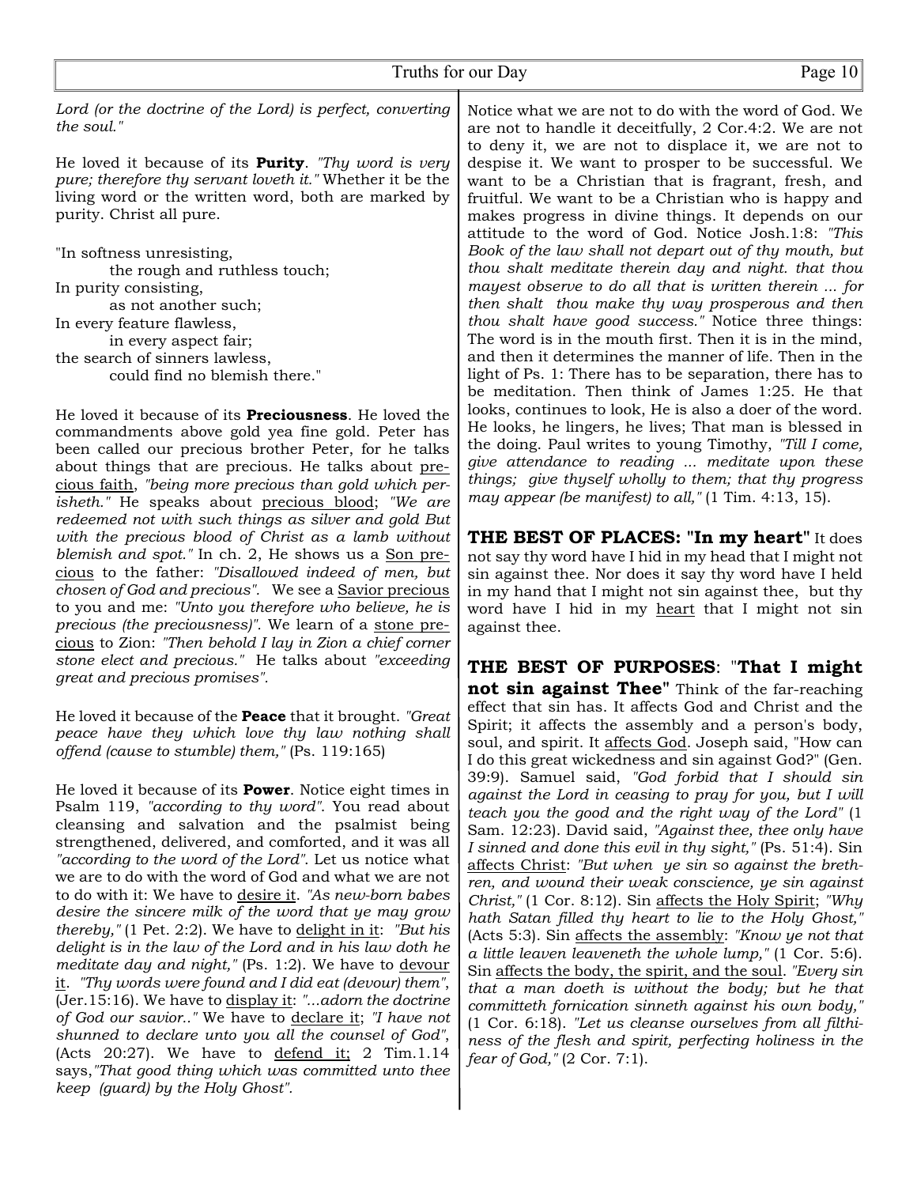*Lord (or the doctrine of the Lord) is perfect, converting the soul."*

He loved it because of its **Purity**. *"Thy word is very pure; therefore thy servant loveth it."* Whether it be the living word or the written word, both are marked by purity. Christ all pure.

"In softness unresisting,
the rough and ruthless touch;
In purity consisting,
as not another such;
In every feature flawless,
in every aspect fair;
the search of sinners lawless,
could find no blemish there."

He loved it because of its **Preciousness**. He loved the commandments above gold yea fine gold. Peter has been called our precious brother Peter, for he talks about things that are precious. He talks about <u>precious faith</u>, *"being more precious than gold which perisheth."* He speaks about <u>precious blood</u>; *"We are redeemed not with such things as silver and gold But with the precious blood of Christ as a lamb without blemish and spot."* In ch. 2, He shows us a <u>Son precious</u> to the father: *"Disallowed indeed of men, but chosen of God and precious".* We see a <u>Savior precious</u> to you and me: *"Unto you therefore who believe, he is precious (the preciousness)".* We learn of a <u>stone precious</u> to Zion: *"Then behold I lay in Zion a chief corner stone elect and precious."* He talks about *"exceeding great and precious promises".*

He loved it because of the **Peace** that it brought. *"Great peace have they which love thy law nothing shall offend (cause to stumble) them,"* (Ps. 119:165)

He loved it because of its **Power**. Notice eight times in Psalm 119, *"according to thy word".* You read about cleansing and salvation and the psalmist being strengthened, delivered, and comforted, and it was all *"according to the word of the Lord".* Let us notice what we are to do with the word of God and what we are not to do with it: We have to <u>desire it</u>. *"As new-born babes desire the sincere milk of the word that ye may grow thereby,"* (1 Pet. 2:2). We have to <u>delight in it</u>: *"But his delight is in the law of the Lord and in his law doth he meditate day and night,"* (Ps. 1:2). We have to <u>devour it</u>. *"Thy words were found and I did eat (devour) them"*, (Jer.15:16). We have to <u>display it</u>: *"...adorn the doctrine of God our savior.."* We have to <u>declare it</u>; *"I have not shunned to declare unto you all the counsel of God"*, (Acts 20:27). We have to <u>defend it;</u> 2 Tim.1.14 says,*"That good thing which was committed unto thee keep (guard) by the Holy Ghost".*

Notice what we are not to do with the word of God. We are not to handle it deceitfully, 2 Cor.4:2. We are not to deny it, we are not to displace it, we are not to despise it. We want to prosper to be successful. We want to be a Christian that is fragrant, fresh, and fruitful. We want to be a Christian who is happy and makes progress in divine things. It depends on our attitude to the word of God. Notice Josh.1:8: *"This Book of the law shall not depart out of thy mouth, but thou shalt meditate therein day and night. that thou mayest observe to do all that is written therein ... for then shalt thou make thy way prosperous and then thou shalt have good success."* Notice three things: The word is in the mouth first. Then it is in the mind, and then it determines the manner of life. Then in the light of Ps. 1: There has to be separation, there has to be meditation. Then think of James 1:25. He that looks, continues to look, He is also a doer of the word. He looks, he lingers, he lives; That man is blessed in the doing. Paul writes to young Timothy, *"Till I come, give attendance to reading ... meditate upon these things; give thyself wholly to them; that thy progress may appear (be manifest) to all,"* (1 Tim. 4:13, 15).

**THE BEST OF PLACES: "In my heart"** It does not say thy word have I hid in my head that I might not sin against thee. Nor does it say thy word have I held in my hand that I might not sin against thee, but thy word have I hid in my <u>heart</u> that I might not sin against thee.

**THE BEST OF PURPOSES**: "**That I might not sin against Thee"** Think of the far-reaching effect that sin has. It affects God and Christ and the Spirit; it affects the assembly and a person's body, soul, and spirit. It <u>affects God</u>. Joseph said, "How can I do this great wickedness and sin against God?" (Gen. 39:9). Samuel said, *"God forbid that I should sin against the Lord in ceasing to pray for you, but I will teach you the good and the right way of the Lord"* (1 Sam. 12:23). David said, *"Against thee, thee only have I sinned and done this evil in thy sight,"* (Ps. 51:4). Sin <u>affects Christ</u>: *"But when ye sin so against the brethren, and wound their weak conscience, ye sin against Christ,"* (1 Cor. 8:12). Sin <u>affects the Holy Spirit</u>; *"Why hath Satan filled thy heart to lie to the Holy Ghost,"* (Acts 5:3). Sin <u>affects the assembly</u>: *"Know ye not that a little leaven leaveneth the whole lump,"* (1 Cor. 5:6). Sin <u>affects the body, the spirit, and the soul</u>. *"Every sin that a man doeth is without the body; but he that committeth fornication sinneth against his own body,"* (1 Cor. 6:18). *"Let us cleanse ourselves from all filthiness of the flesh and spirit, perfecting holiness in the fear of God,"* (2 Cor. 7:1).